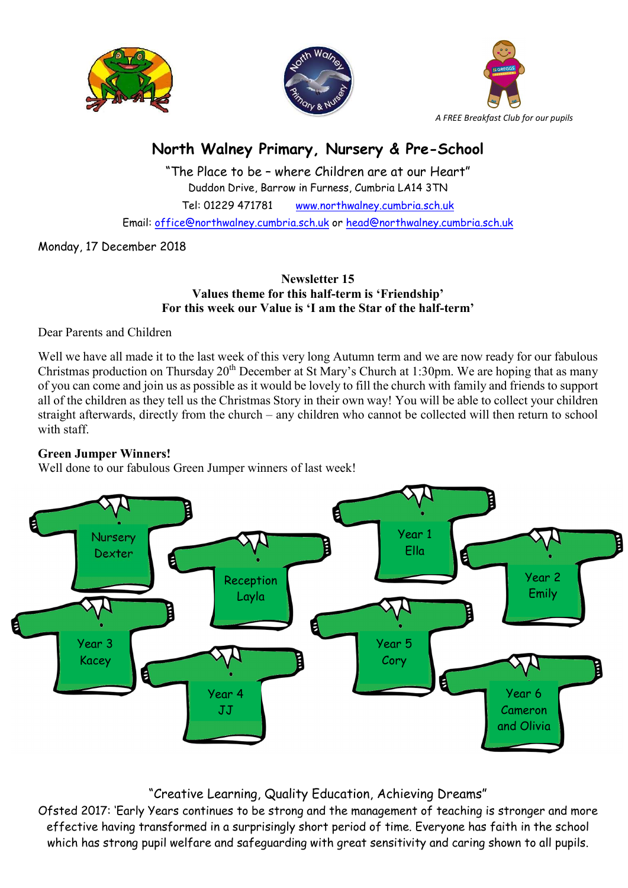*A FREE Breakfast Club for our pupils*

# North Walney Primary, Nursery & Pre-School

"The Place to be – where Children are at our Heart"

Duddon Drive, Barrow in Furness, Cumbria LA14 3TN

Tel: 01229 471781 www.northwalney.cumbria.sch.uk

Email: office@northwalney.cumbria.sch.uk or head@northwalney.cumbria.sch.uk

Monday, 17 December 2018

**Newsletter 15**
**Values theme for this half-term is 'Friendship'**
**For this week our Value is 'I am the Star of the half-term'**

Dear Parents and Children

Well we have all made it to the last week of this very long Autumn term and we are now ready for our fabulous Christmas production on Thursday 20th December at St Mary's Church at 1:30pm. We are hoping that as many of you can come and join us as possible as it would be lovely to fill the church with family and friends to support all of the children as they tell us the Christmas Story in their own way! You will be able to collect your children straight afterwards, directly from the church – any children who cannot be collected will then return to school with staff.

**Green Jumper Winners!**

Well done to our fabulous Green Jumper winners of last week!

Nursery Dexter

Reception Layla

Year 1 Ella

Year 2 Emily

Year 3 Kacey

Year 4 JJ

Year 5 Cory

Year 6 Cameron and Olivia

"Creative Learning, Quality Education, Achieving Dreams"

Ofsted 2017: 'Early Years continues to be strong and the management of teaching is stronger and more effective having transformed in a surprisingly short period of time. Everyone has faith in the school which has strong pupil welfare and safeguarding with great sensitivity and caring shown to all pupils.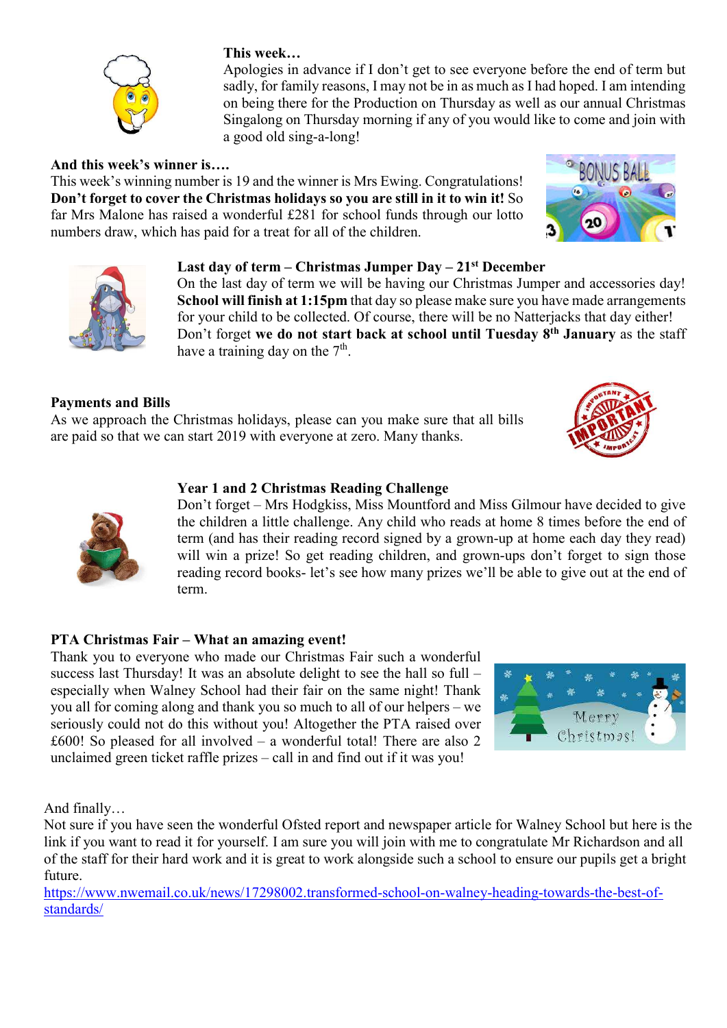**This week…**

Apologies in advance if I don't get to see everyone before the end of term but sadly, for family reasons, I may not be in as much as I had hoped. I am intending on being there for the Production on Thursday as well as our annual Christmas Singalong on Thursday morning if any of you would like to come and join with a good old sing-a-long!

**And this week's winner is….**

This week's winning number is 19 and the winner is Mrs Ewing. Congratulations! **Don't forget to cover the Christmas holidays so you are still in it to win it!** So far Mrs Malone has raised a wonderful £281 for school funds through our lotto numbers draw, which has paid for a treat for all of the children.

**Last day of term – Christmas Jumper Day – 21st December**

On the last day of term we will be having our Christmas Jumper and accessories day! **School will finish at 1:15pm** that day so please make sure you have made arrangements for your child to be collected. Of course, there will be no Natterjacks that day either! Don't forget **we do not start back at school until Tuesday 8th January** as the staff have a training day on the 7th.

**Payments and Bills**

As we approach the Christmas holidays, please can you make sure that all bills are paid so that we can start 2019 with everyone at zero. Many thanks.

**Year 1 and 2 Christmas Reading Challenge**

Don't forget – Mrs Hodgkiss, Miss Mountford and Miss Gilmour have decided to give the children a little challenge. Any child who reads at home 8 times before the end of term (and has their reading record signed by a grown-up at home each day they read) will win a prize! So get reading children, and grown-ups don't forget to sign those reading record books- let's see how many prizes we'll be able to give out at the end of term.

**PTA Christmas Fair – What an amazing event!**

Thank you to everyone who made our Christmas Fair such a wonderful success last Thursday! It was an absolute delight to see the hall so full – especially when Walney School had their fair on the same night! Thank you all for coming along and thank you so much to all of our helpers – we seriously could not do this without you! Altogether the PTA raised over £600! So pleased for all involved – a wonderful total! There are also 2 unclaimed green ticket raffle prizes – call in and find out if it was you!

And finally…

Not sure if you have seen the wonderful Ofsted report and newspaper article for Walney School but here is the link if you want to read it for yourself. I am sure you will join with me to congratulate Mr Richardson and all of the staff for their hard work and it is great to work alongside such a school to ensure our pupils get a bright future.

https://www.nwemail.co.uk/news/17298002.transformed-school-on-walney-heading-towards-the-best-of-standards/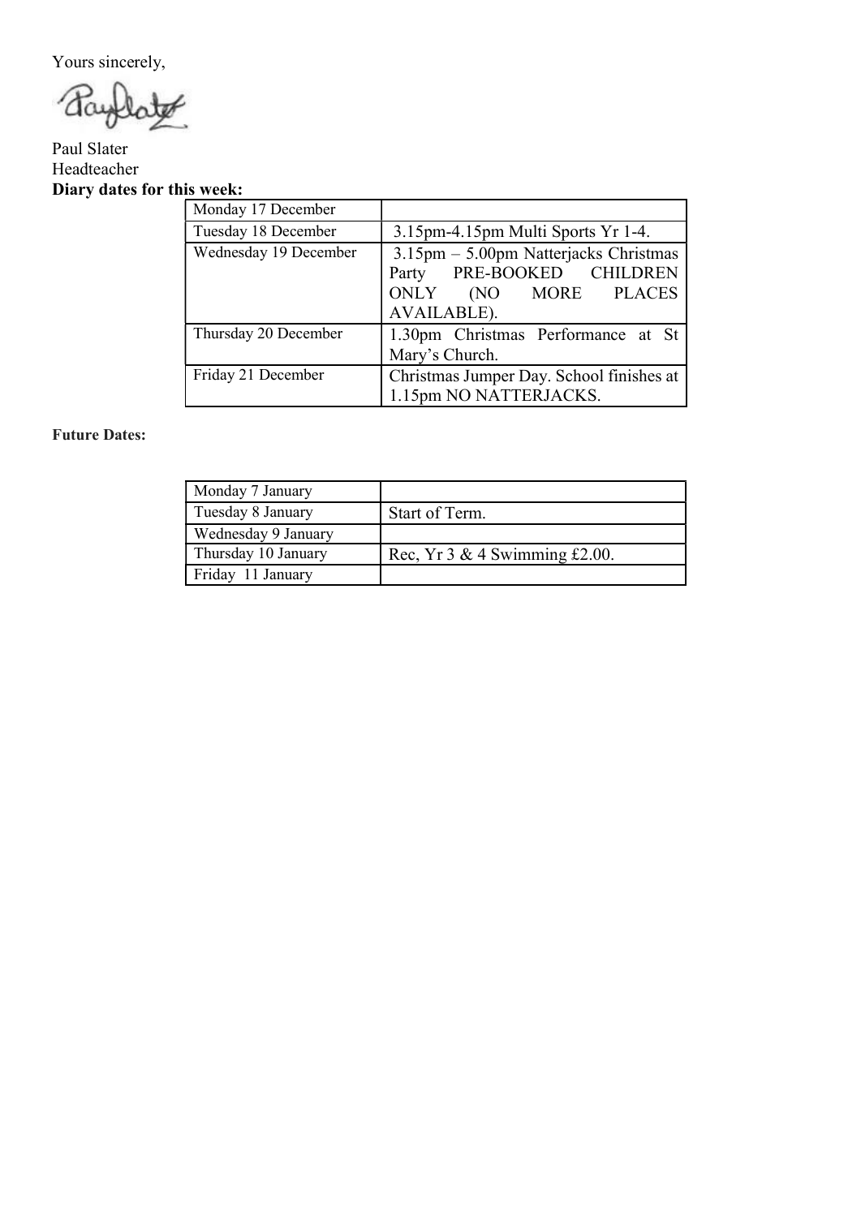Yours sincerely,

Paul Slater
Headteacher

**Diary dates for this week:**

| | |
|---|---|
| Monday 17 December | |
| Tuesday 18 December | 3.15pm-4.15pm Multi Sports Yr 1-4. |
| Wednesday 19 December | 3.15pm – 5.00pm Natterjacks Christmas Party PRE-BOOKED CHILDREN ONLY (NO MORE PLACES AVAILABLE). |
| Thursday 20 December | 1.30pm Christmas Performance at St Mary's Church. |
| Friday 21 December | Christmas Jumper Day. School finishes at 1.15pm NO NATTERJACKS. |

**Future Dates:**

| | |
|---|---|
| Monday 7 January | |
| Tuesday 8 January | Start of Term. |
| Wednesday 9 January | |
| Thursday 10 January | Rec, Yr 3 & 4 Swimming £2.00. |
| Friday 11 January | |